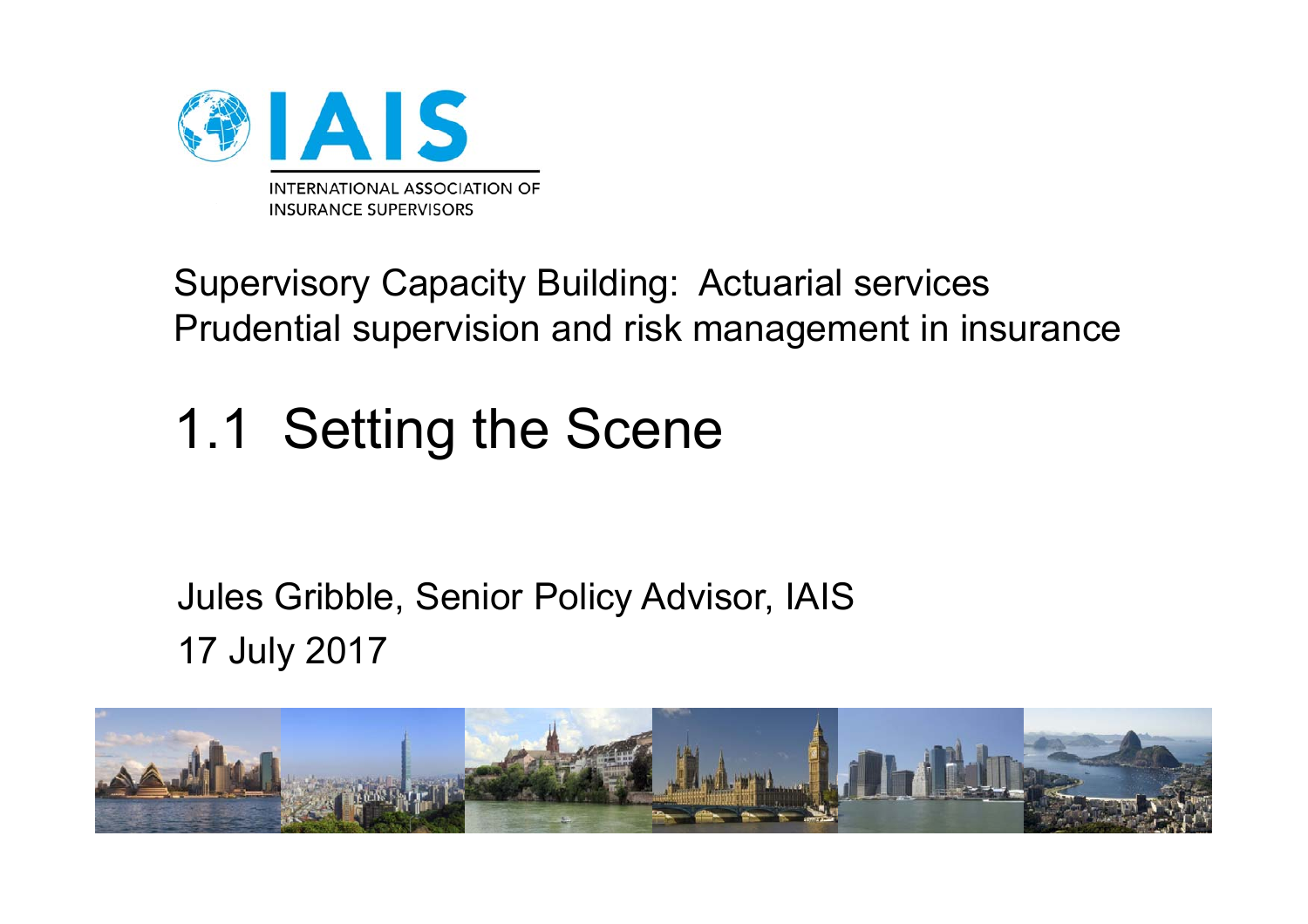IAIS

INTERNATIONAL ASSOCIATION OF INSURANCE SUPERVISORS

Supervisory Capacity Building: Actuarial services
Prudential supervision and risk management in insurance

# 1.1 Setting the Scene

Jules Gribble, Senior Policy Advisor, IAIS
17 July 2017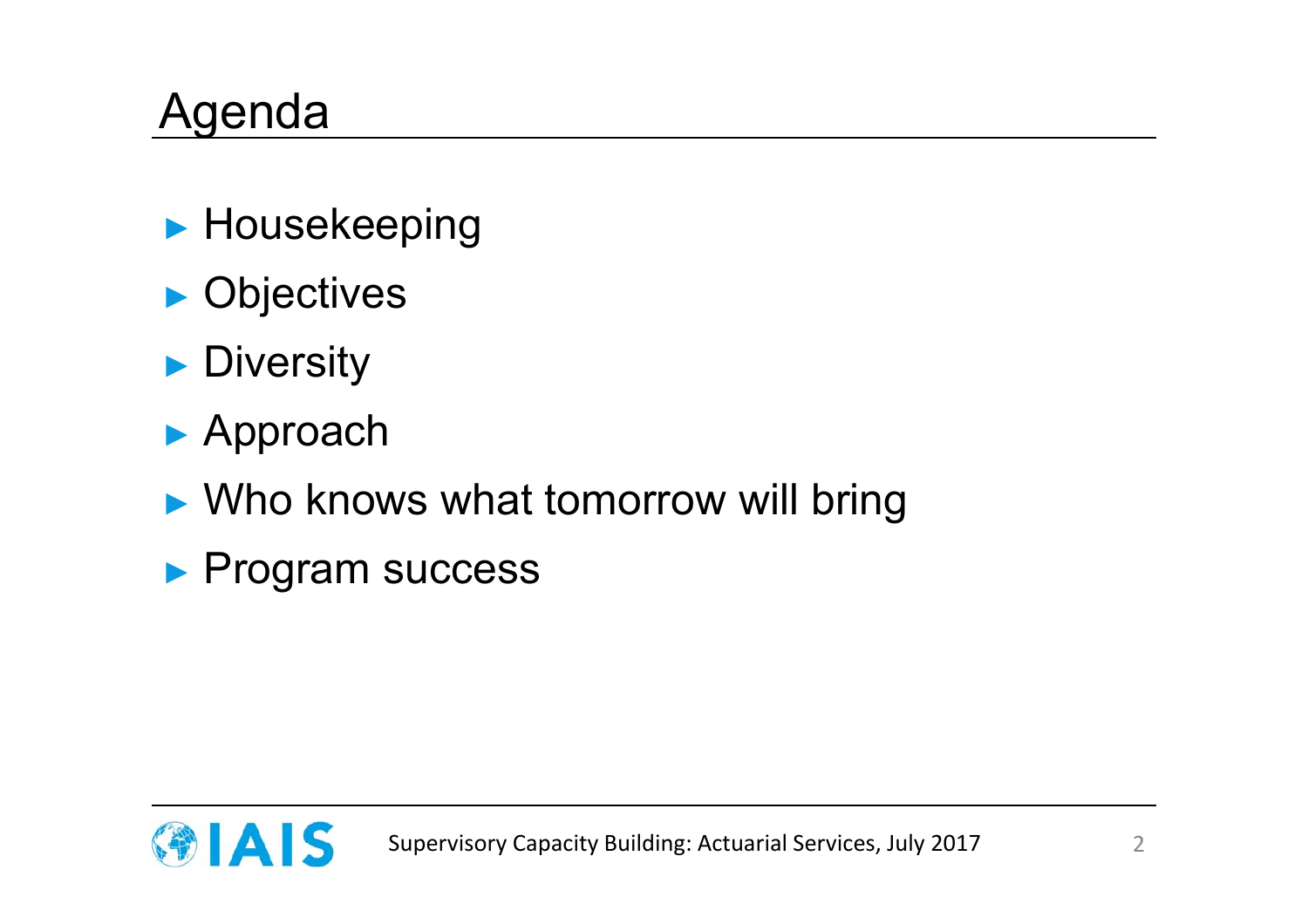# Agenda

- Housekeeping
- Objectives
- Diversity
- Approach
- Who knows what tomorrow will bring
- Program success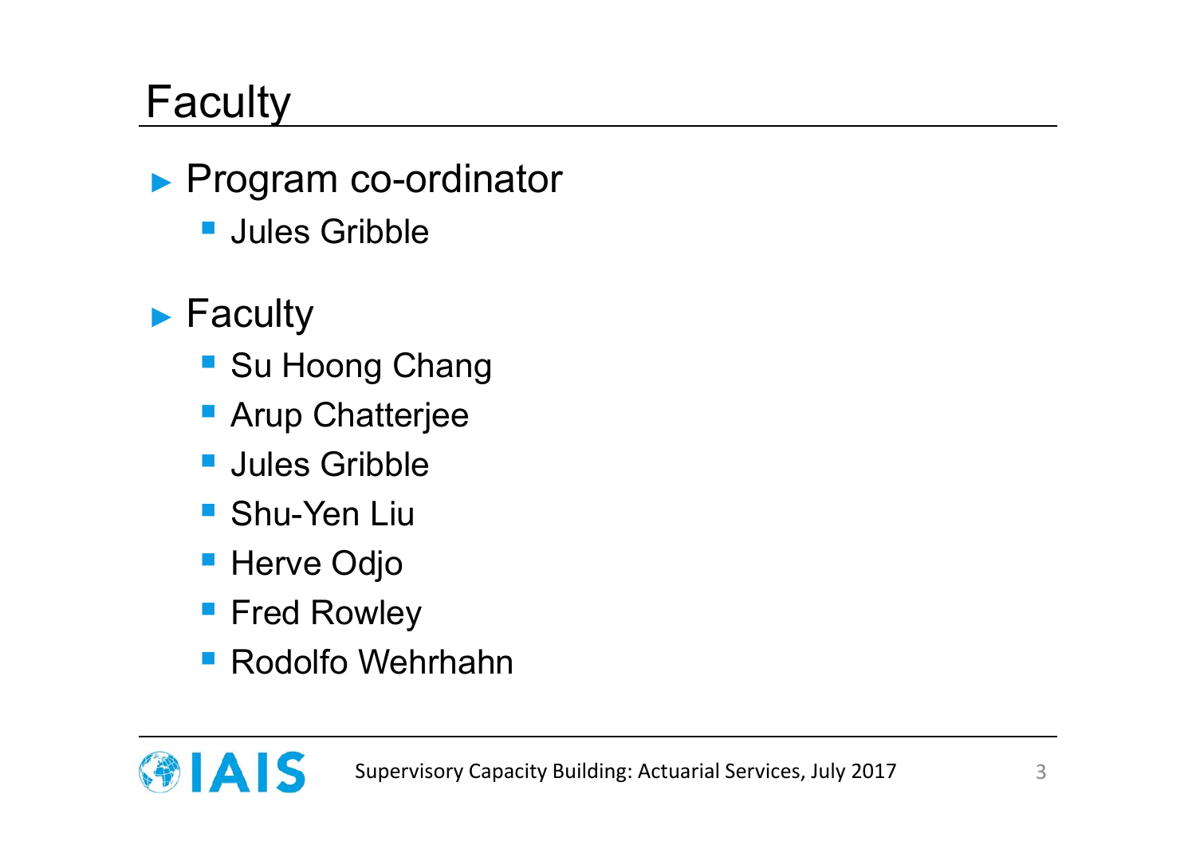# Faculty

- Program co-ordinator
  - Jules Gribble

- Faculty
  - Su Hoong Chang
  - Arup Chatterjee
  - Jules Gribble
  - Shu-Yen Liu
  - Herve Odjo
  - Fred Rowley
  - Rodolfo Wehrhahn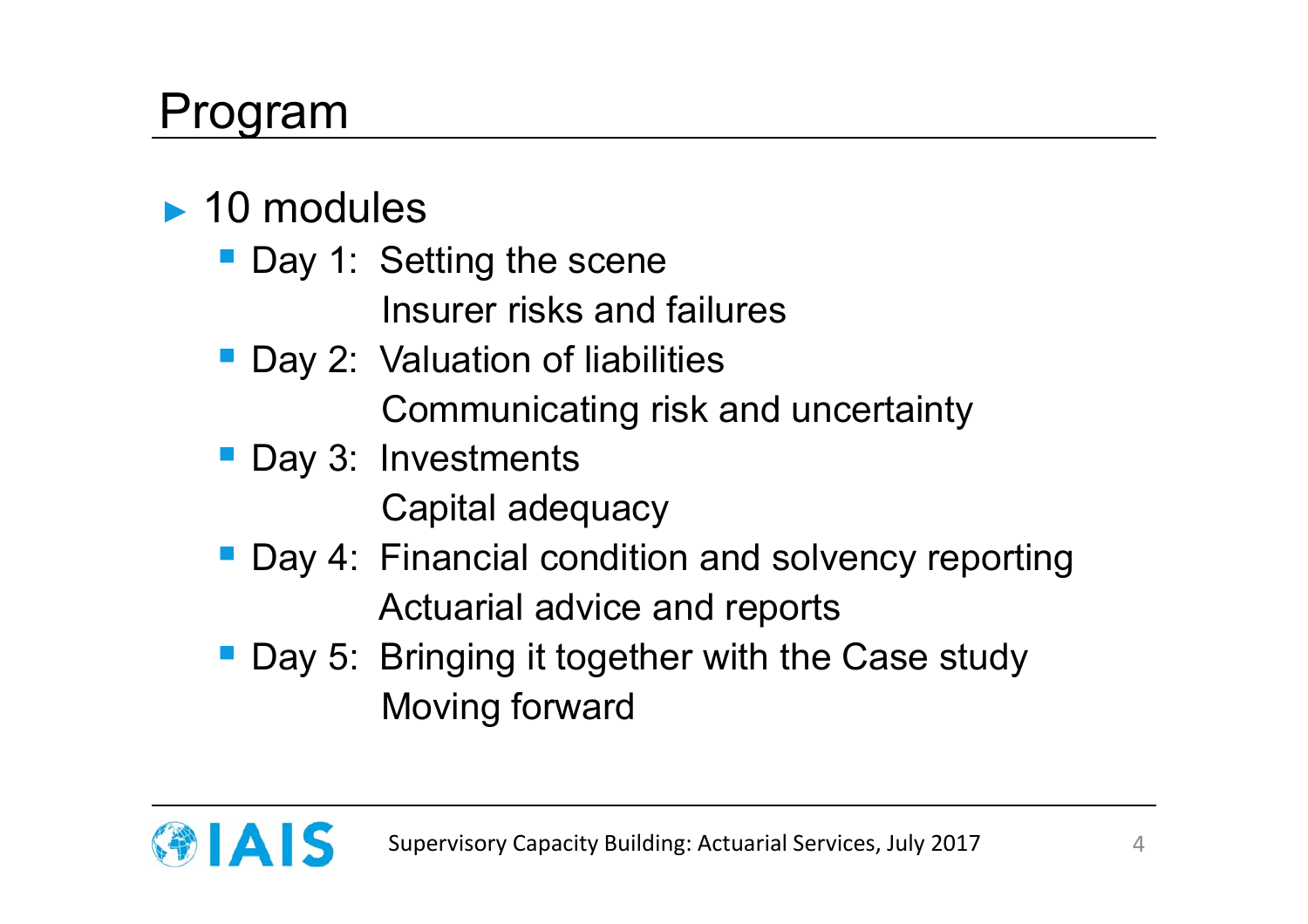# Program

- 10 modules
  - Day 1: Setting the scene
    Insurer risks and failures
  - Day 2: Valuation of liabilities
    Communicating risk and uncertainty
  - Day 3: Investments
    Capital adequacy
  - Day 4: Financial condition and solvency reporting
    Actuarial advice and reports
  - Day 5: Bringing it together with the Case study
    Moving forward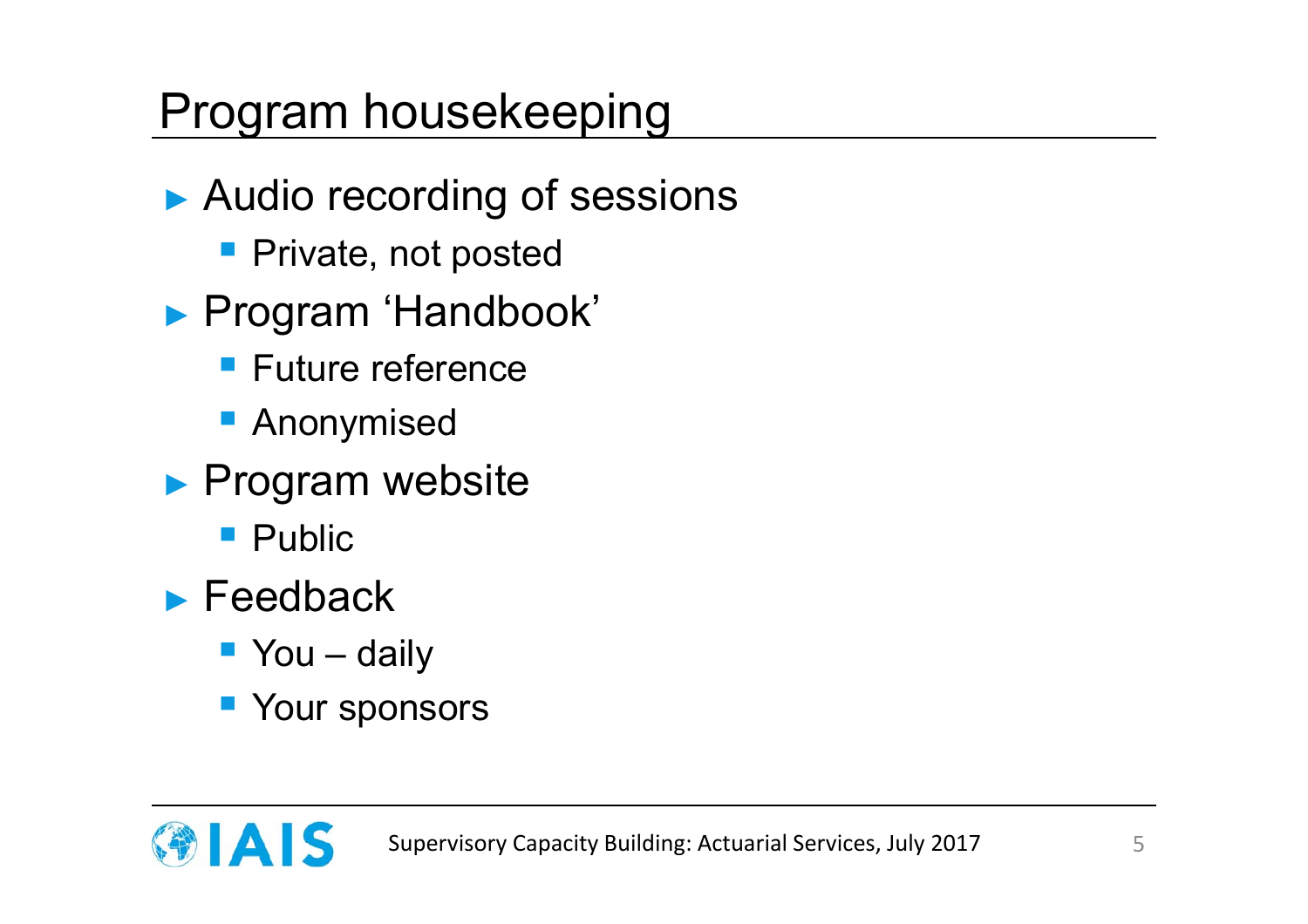# Program housekeeping

- Audio recording of sessions
  - Private, not posted
- Program 'Handbook'
  - Future reference
  - Anonymised
- Program website
  - Public
- Feedback
  - You – daily
  - Your sponsors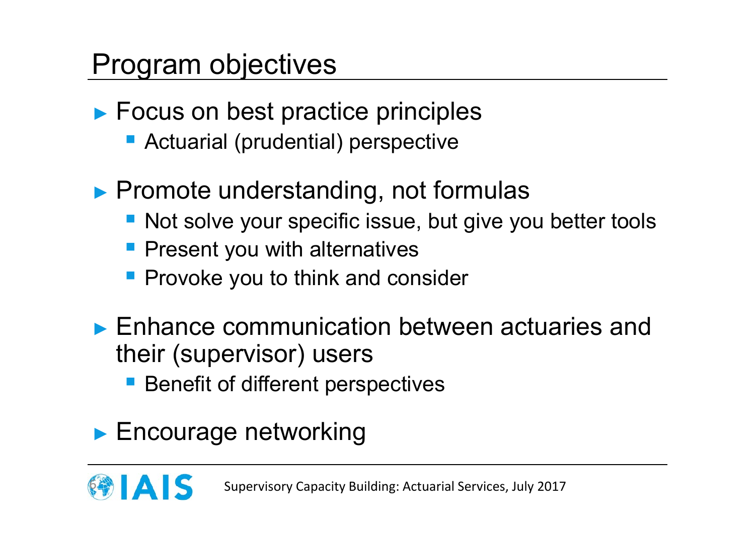# Program objectives

- Focus on best practice principles
  - Actuarial (prudential) perspective
- Promote understanding, not formulas
  - Not solve your specific issue, but give you better tools
  - Present you with alternatives
  - Provoke you to think and consider
- Enhance communication between actuaries and their (supervisor) users
  - Benefit of different perspectives
- Encourage networking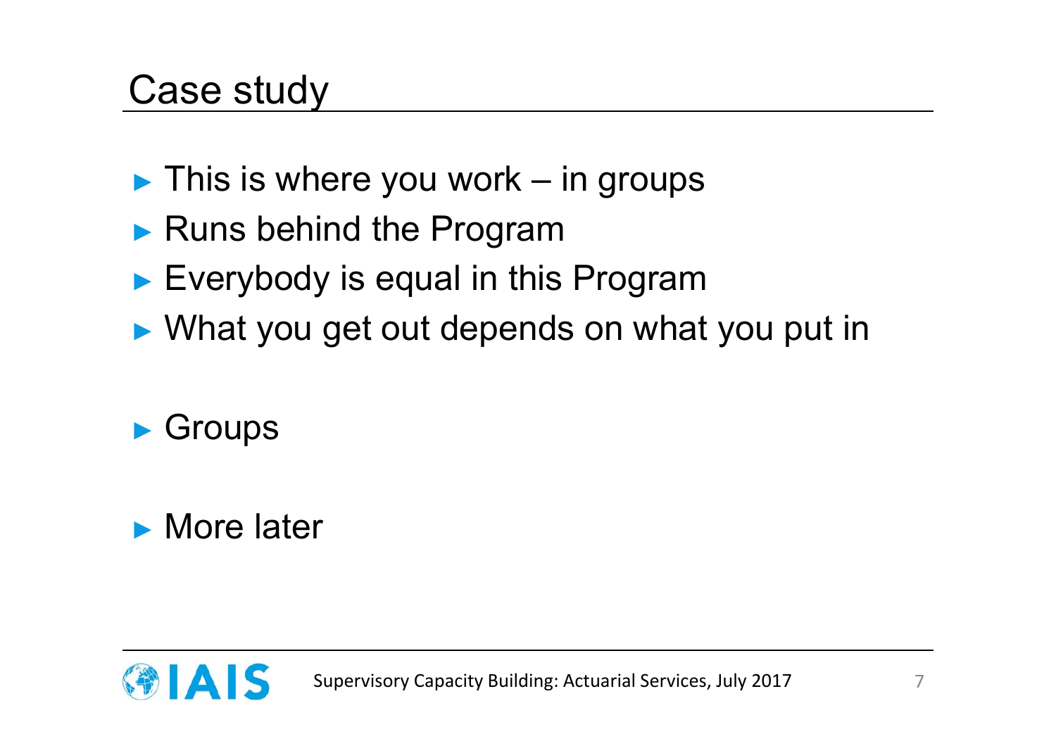# Case study

- This is where you work – in groups
- Runs behind the Program
- Everybody is equal in this Program
- What you get out depends on what you put in

- Groups

- More later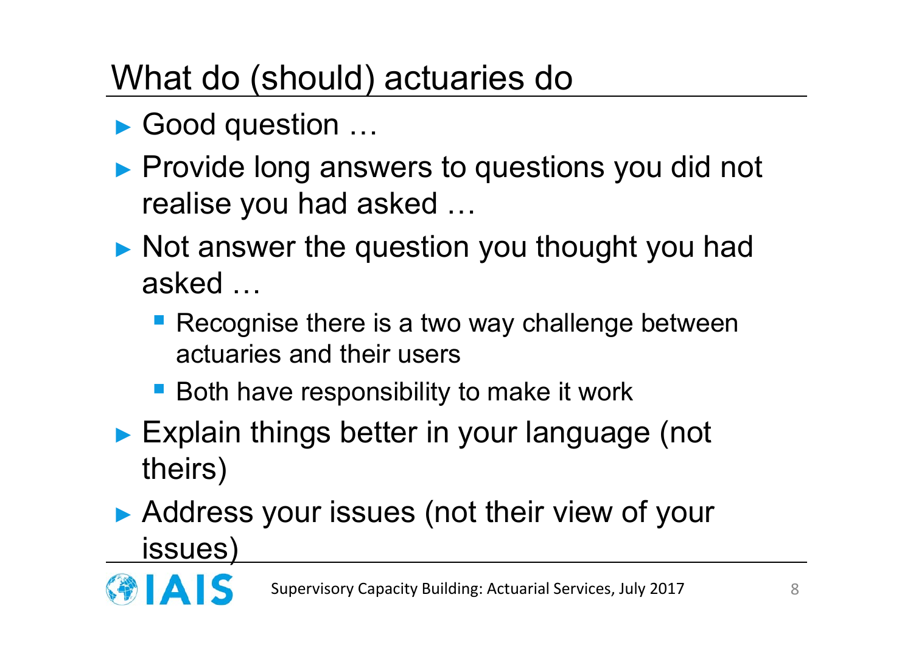# What do (should) actuaries do

- Good question …
- Provide long answers to questions you did not realise you had asked …
- Not answer the question you thought you had asked …
  - Recognise there is a two way challenge between actuaries and their users
  - Both have responsibility to make it work
- Explain things better in your language (not theirs)
- Address your issues (not their view of your issues)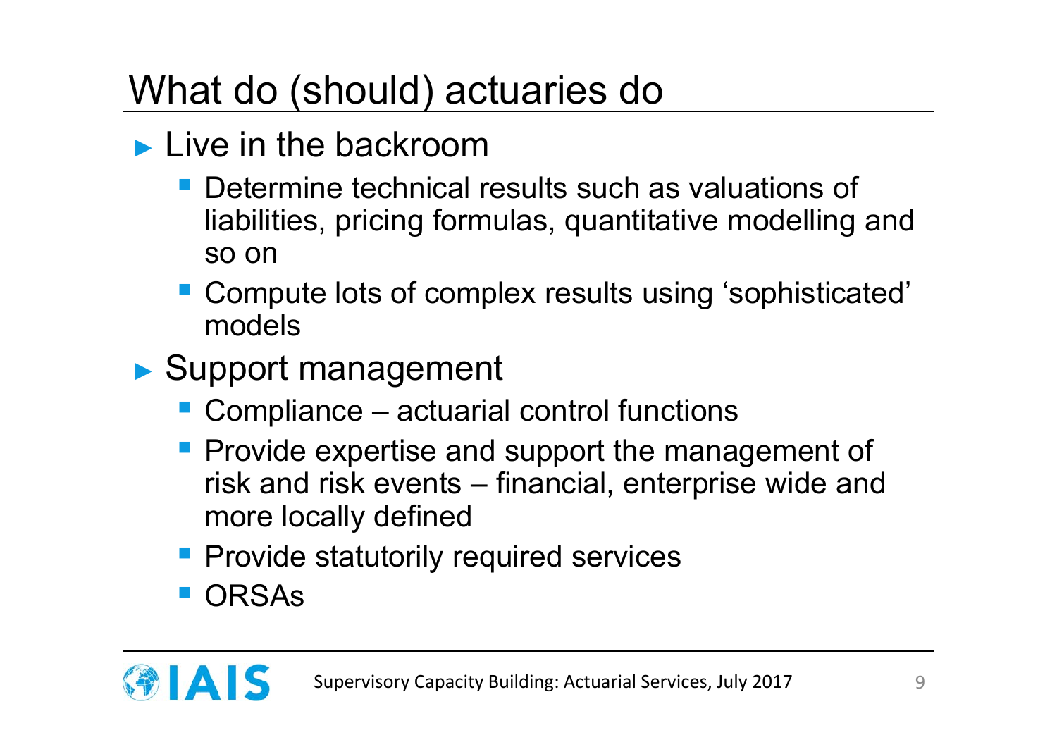# What do (should) actuaries do

- Live in the backroom
  - Determine technical results such as valuations of liabilities, pricing formulas, quantitative modelling and so on
  - Compute lots of complex results using 'sophisticated' models
- Support management
  - Compliance – actuarial control functions
  - Provide expertise and support the management of risk and risk events – financial, enterprise wide and more locally defined
  - Provide statutorily required services
  - ORSAs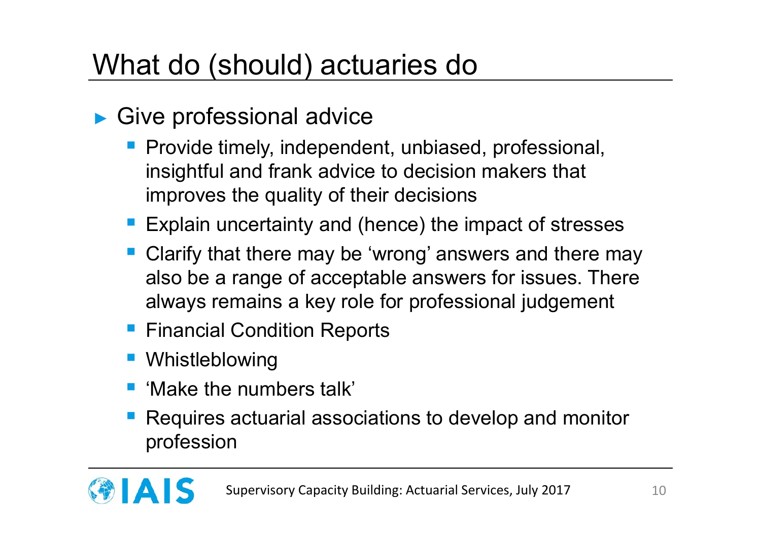# What do (should) actuaries do

- Give professional advice
  - Provide timely, independent, unbiased, professional, insightful and frank advice to decision makers that improves the quality of their decisions
  - Explain uncertainty and (hence) the impact of stresses
  - Clarify that there may be 'wrong' answers and there may also be a range of acceptable answers for issues. There always remains a key role for professional judgement
  - Financial Condition Reports
  - Whistleblowing
  - 'Make the numbers talk'
  - Requires actuarial associations to develop and monitor profession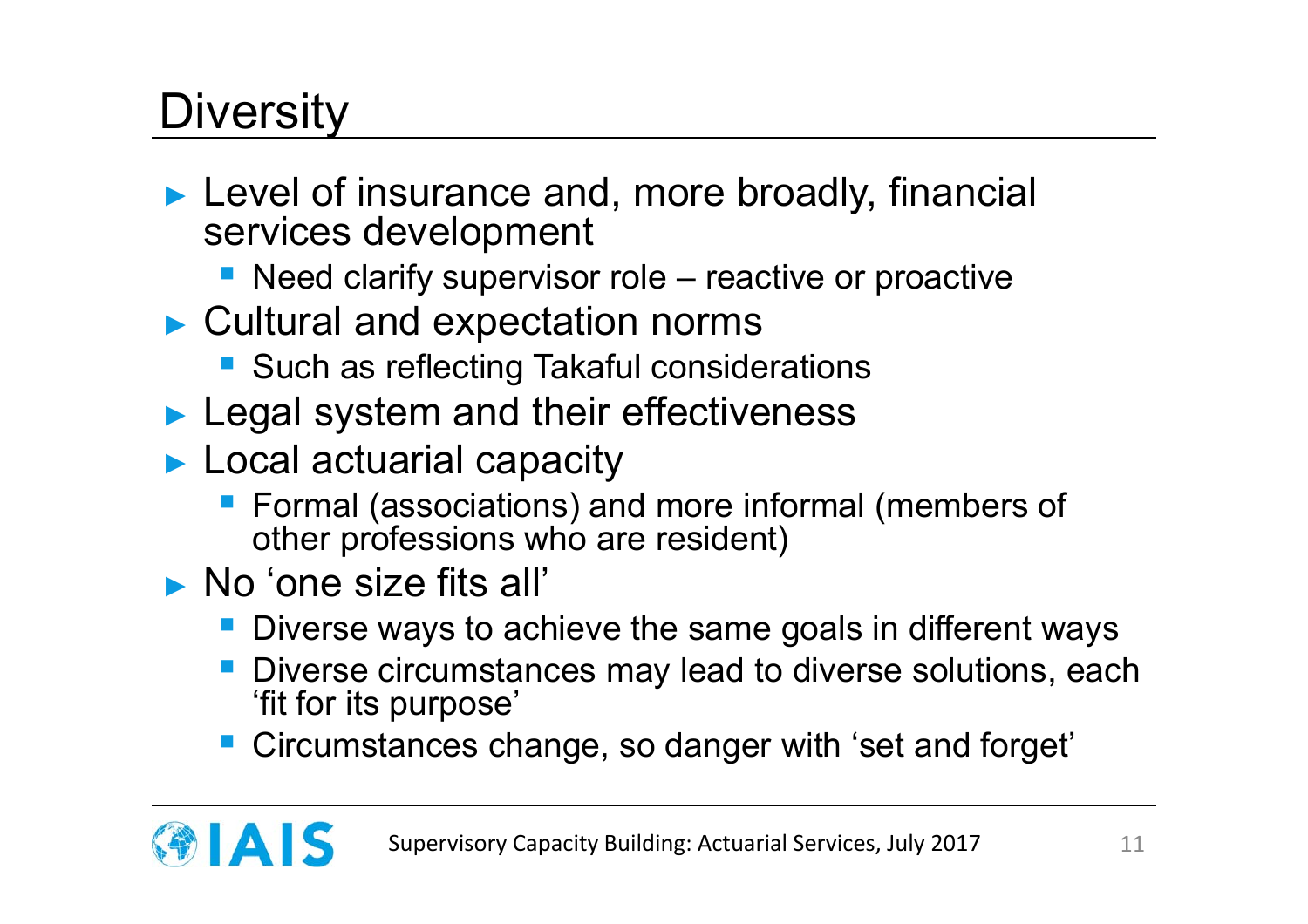# Diversity

- Level of insurance and, more broadly, financial services development
  - Need clarify supervisor role – reactive or proactive
- Cultural and expectation norms
  - Such as reflecting Takaful considerations
- Legal system and their effectiveness
- Local actuarial capacity
  - Formal (associations) and more informal (members of other professions who are resident)
- No 'one size fits all'
  - Diverse ways to achieve the same goals in different ways
  - Diverse circumstances may lead to diverse solutions, each 'fit for its purpose'
  - Circumstances change, so danger with 'set and forget'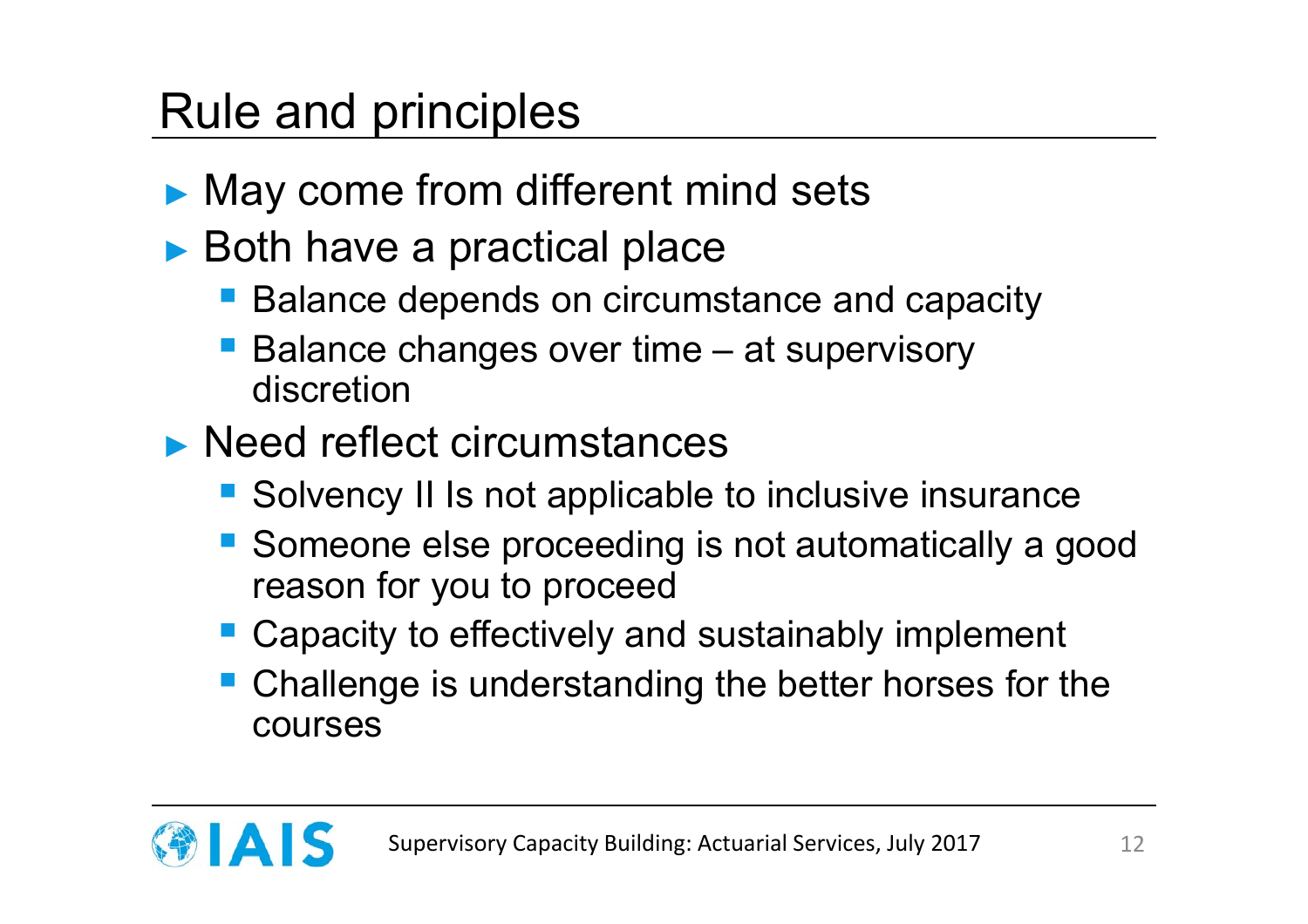# Rule and principles

- May come from different mind sets
- Both have a practical place
  - Balance depends on circumstance and capacity
  - Balance changes over time – at supervisory discretion
- Need reflect circumstances
  - Solvency II Is not applicable to inclusive insurance
  - Someone else proceeding is not automatically a good reason for you to proceed
  - Capacity to effectively and sustainably implement
  - Challenge is understanding the better horses for the courses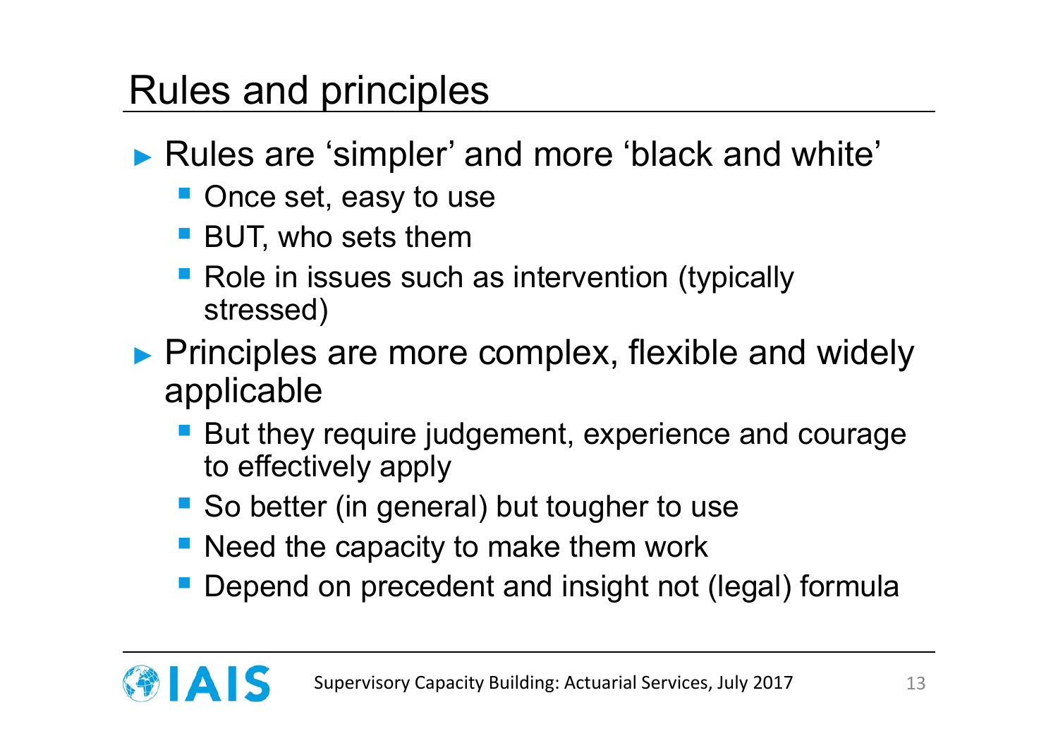# Rules and principles

- Rules are 'simpler' and more 'black and white'
  - Once set, easy to use
  - BUT, who sets them
  - Role in issues such as intervention (typically stressed)
- Principles are more complex, flexible and widely applicable
  - But they require judgement, experience and courage to effectively apply
  - So better (in general) but tougher to use
  - Need the capacity to make them work
  - Depend on precedent and insight not (legal) formula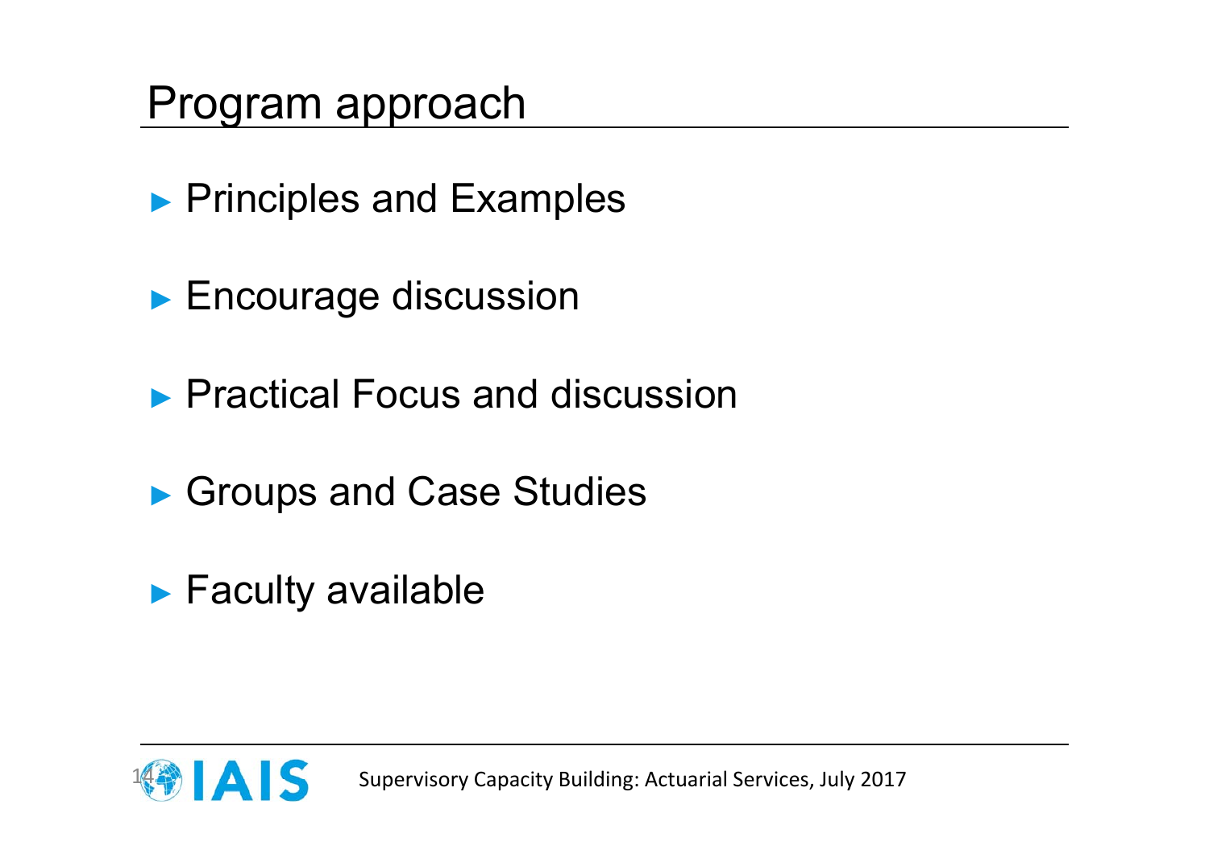# Program approach

- Principles and Examples
- Encourage discussion
- Practical Focus and discussion
- Groups and Case Studies
- Faculty available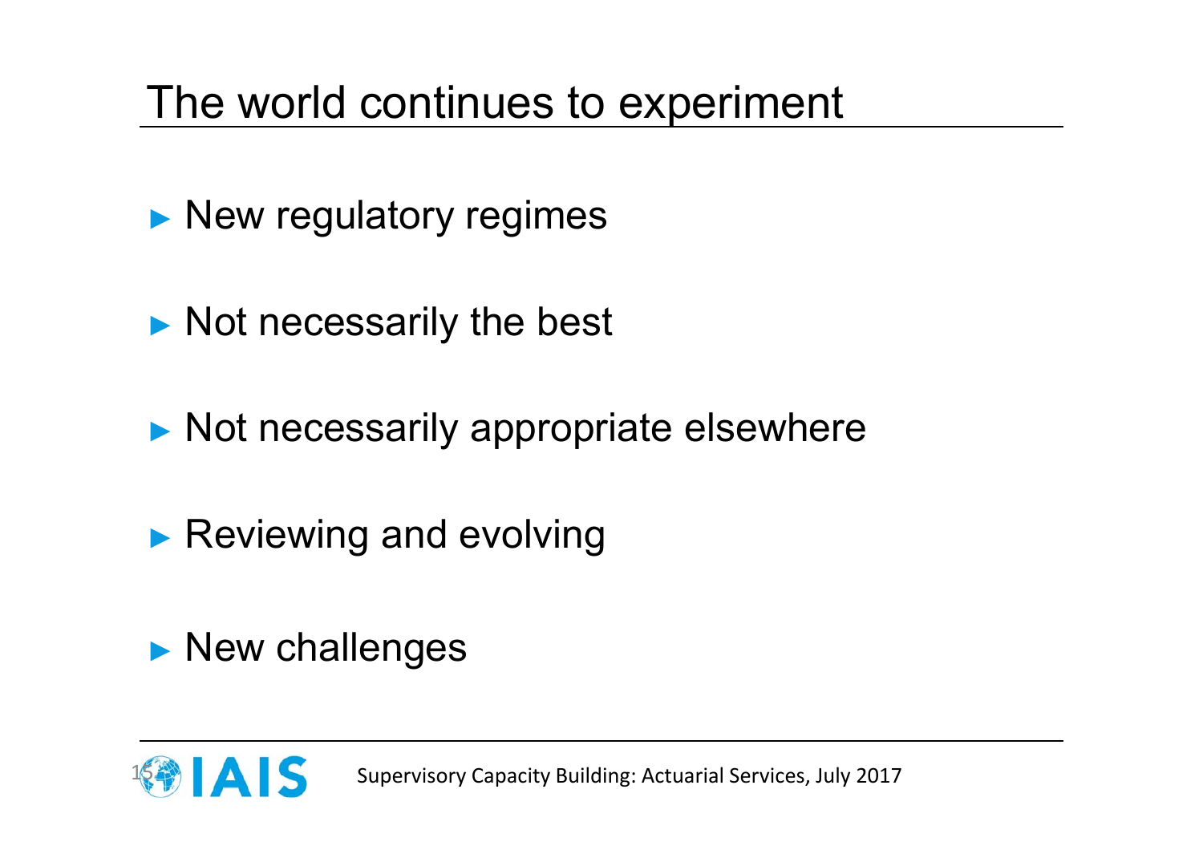# The world continues to experiment

- New regulatory regimes
- Not necessarily the best
- Not necessarily appropriate elsewhere
- Reviewing and evolving
- New challenges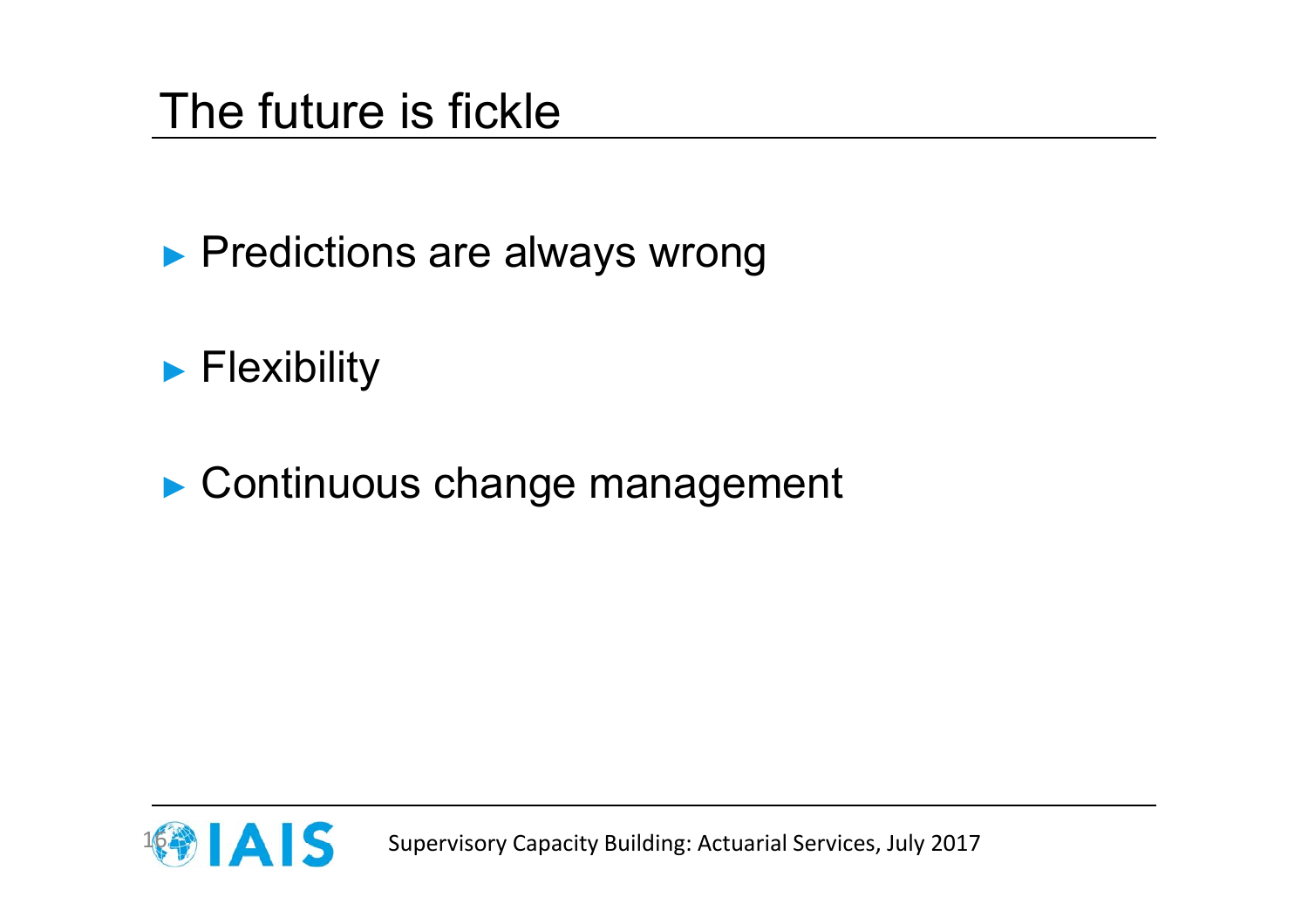# The future is fickle

- Predictions are always wrong
- Flexibility
- Continuous change management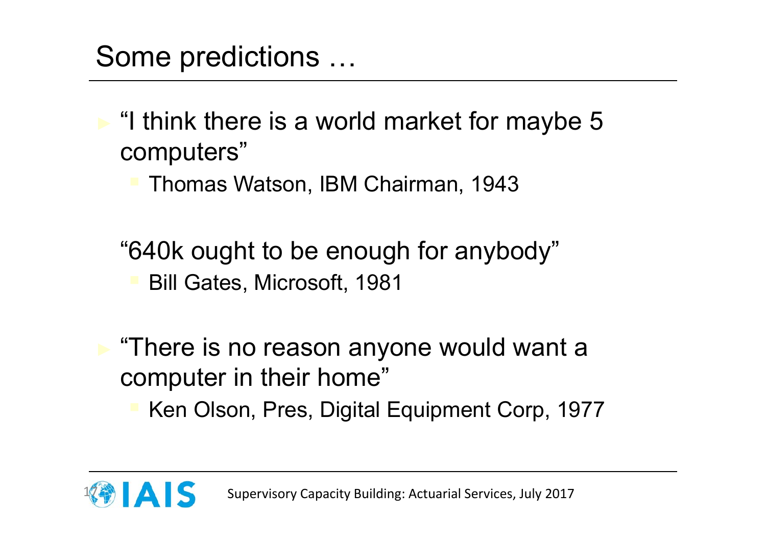# Some predictions …

- "I think there is a world market for maybe 5 computers"
  - Thomas Watson, IBM Chairman, 1943

"640k ought to be enough for anybody"
  - Bill Gates, Microsoft, 1981

- "There is no reason anyone would want a computer in their home"
  - Ken Olson, Pres, Digital Equipment Corp, 1977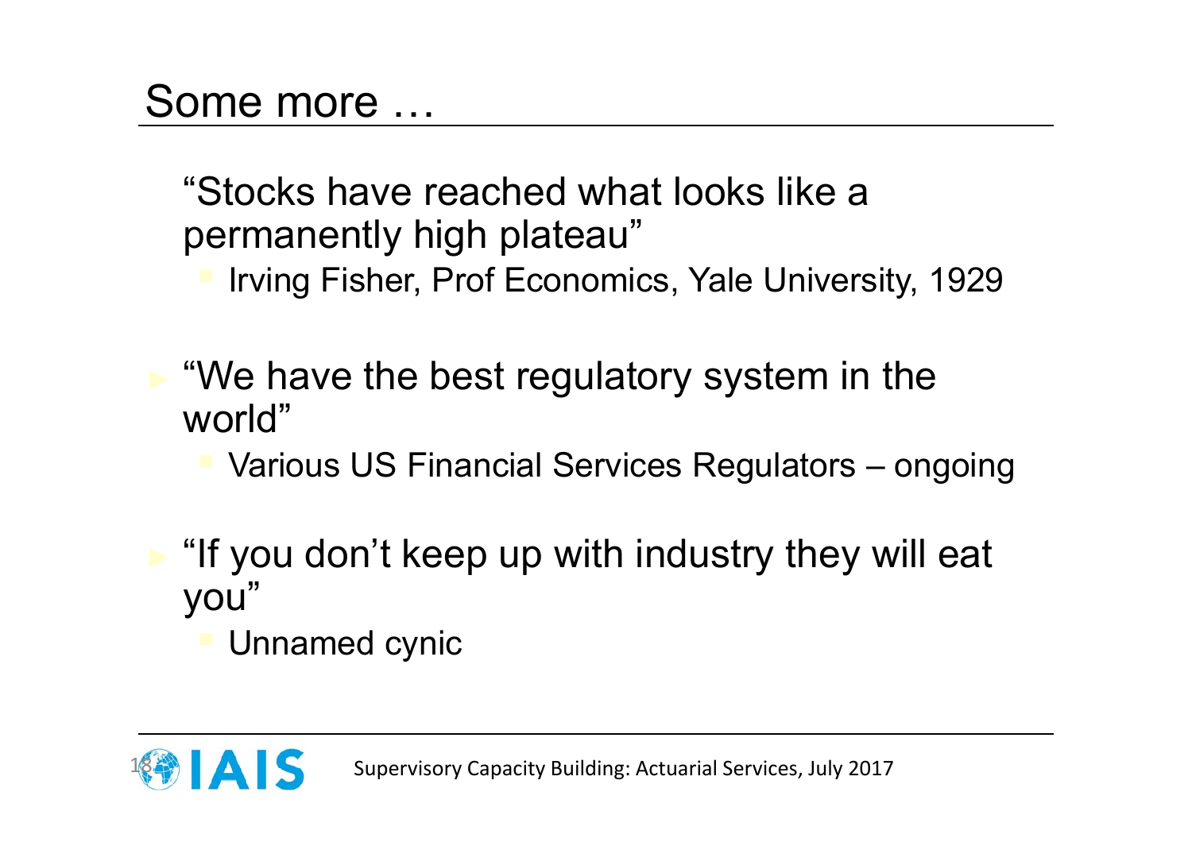## Some more …

- "Stocks have reached what looks like a permanently high plateau"
  - Irving Fisher, Prof Economics, Yale University, 1929

- "We have the best regulatory system in the world"
  - Various US Financial Services Regulators – ongoing

- "If you don't keep up with industry they will eat you"
  - Unnamed cynic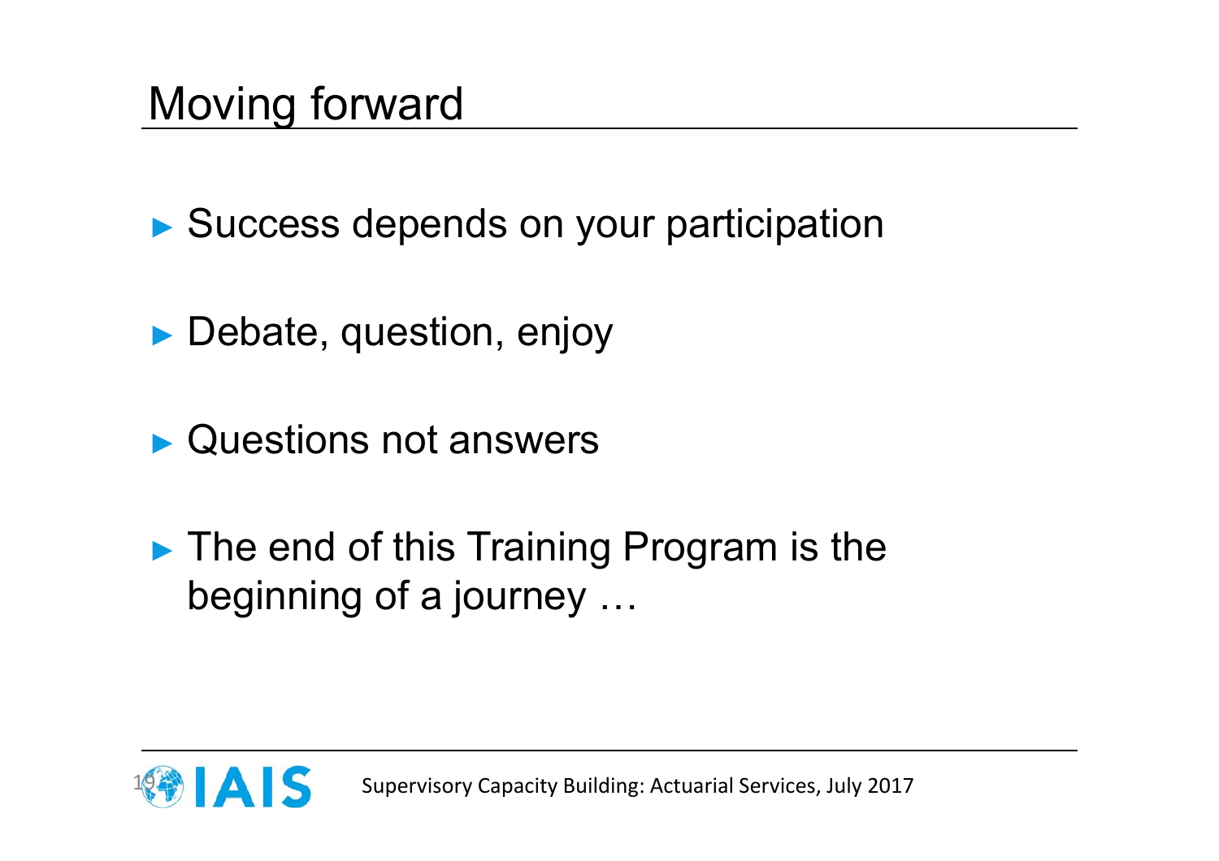# Moving forward

- Success depends on your participation
- Debate, question, enjoy
- Questions not answers
- The end of this Training Program is the beginning of a journey …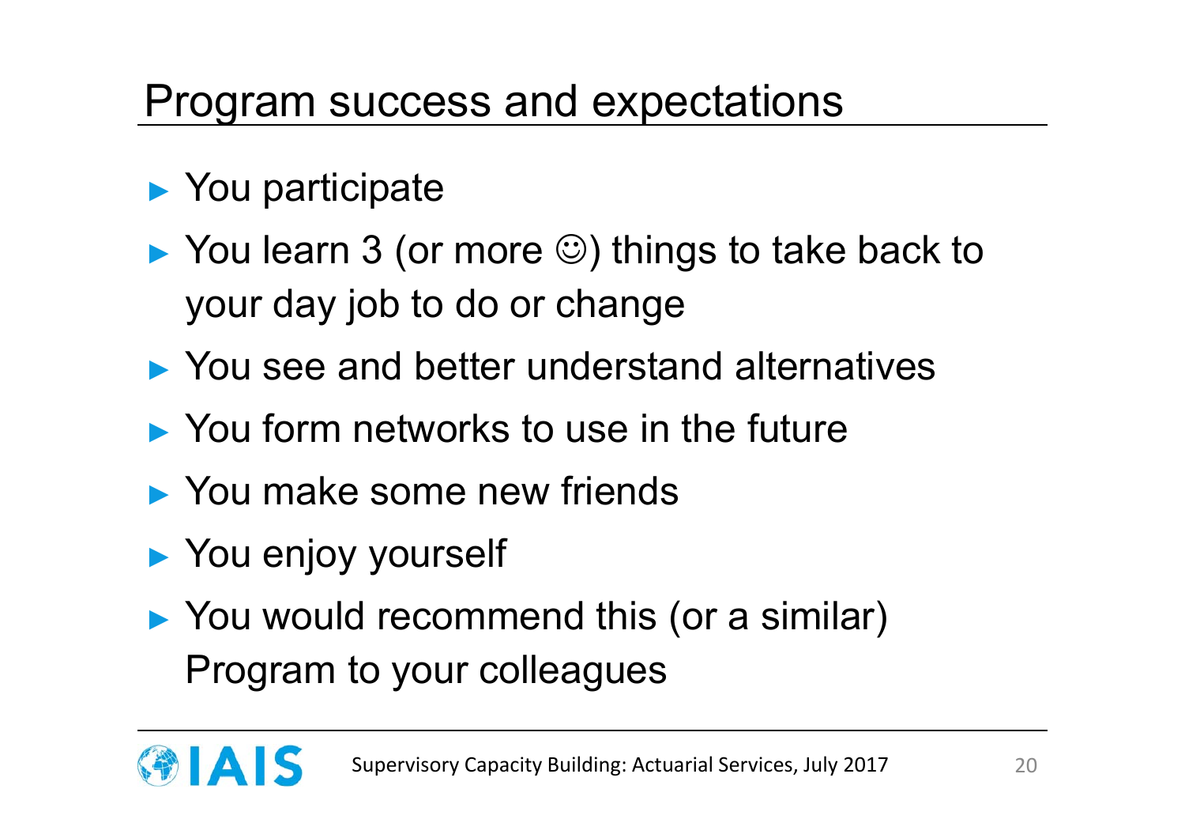# Program success and expectations

- You participate
- You learn 3 (or more ☺) things to take back to your day job to do or change
- You see and better understand alternatives
- You form networks to use in the future
- You make some new friends
- You enjoy yourself
- You would recommend this (or a similar) Program to your colleagues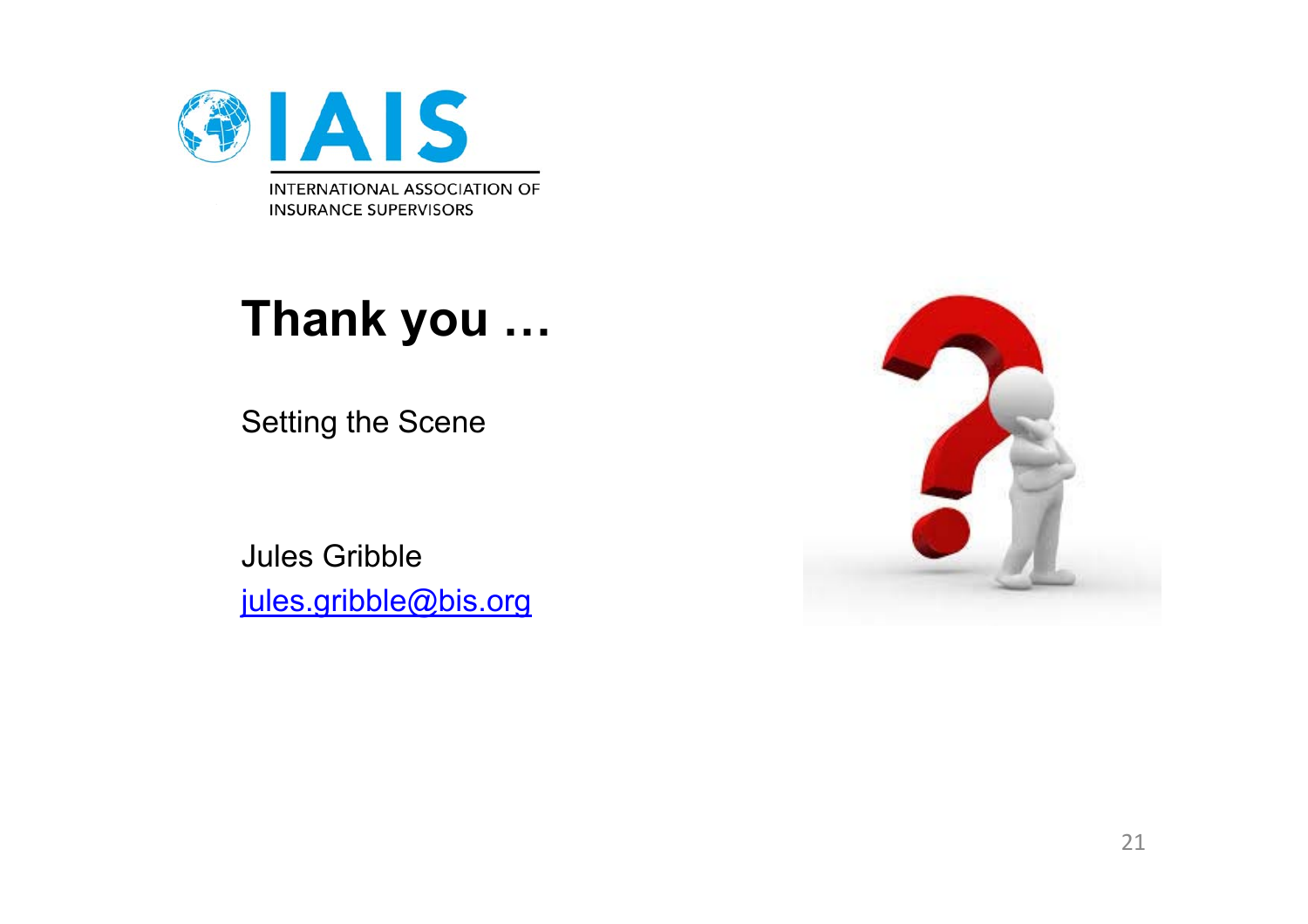INTERNATIONAL ASSOCIATION OF INSURANCE SUPERVISORS

# Thank you …

Setting the Scene

Jules Gribble
jules.gribble@bis.org